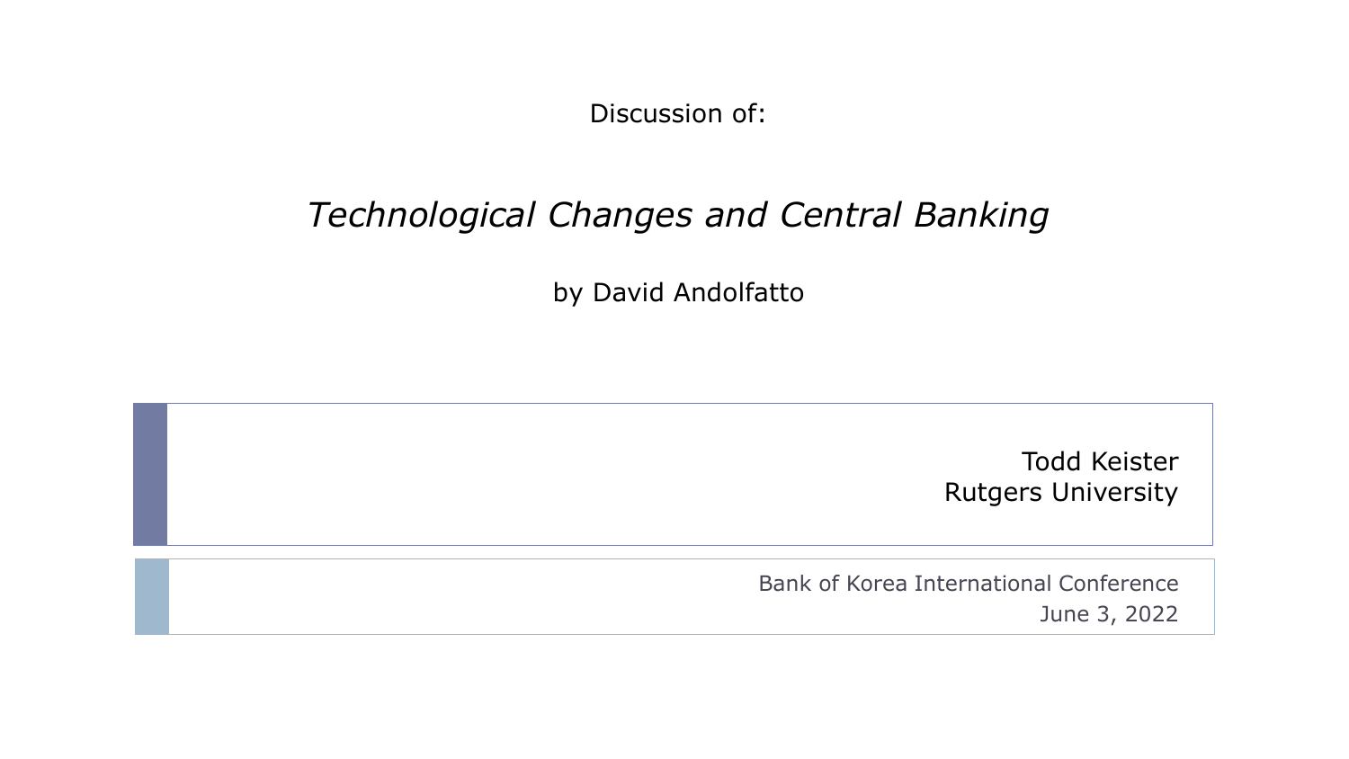Discussion of:

# *Technological Changes and Central Banking*

by David Andolfatto

Todd Keister
Rutgers University

Bank of Korea International Conference
June 3, 2022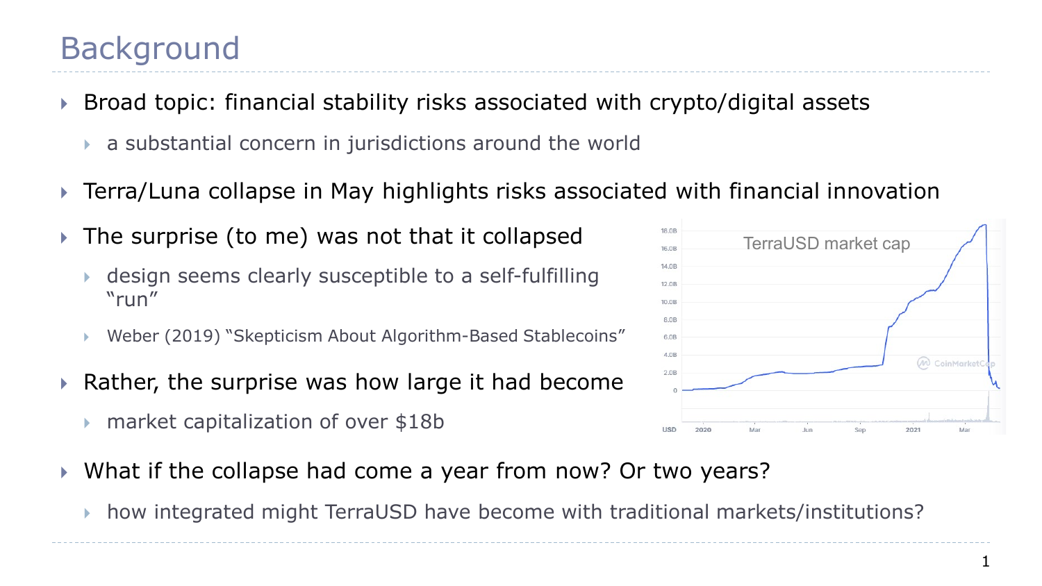# Background

- Broad topic: financial stability risks associated with crypto/digital assets
  - a substantial concern in jurisdictions around the world
- Terra/Luna collapse in May highlights risks associated with financial innovation
- The surprise (to me) was not that it collapsed
  - design seems clearly susceptible to a self-fulfilling "run"
  - Weber (2019) "Skepticism About Algorithm-Based Stablecoins"
- Rather, the surprise was how large it had become
  - market capitalization of over $18b
- What if the collapse had come a year from now? Or two years?
  - how integrated might TerraUSD have become with traditional markets/institutions?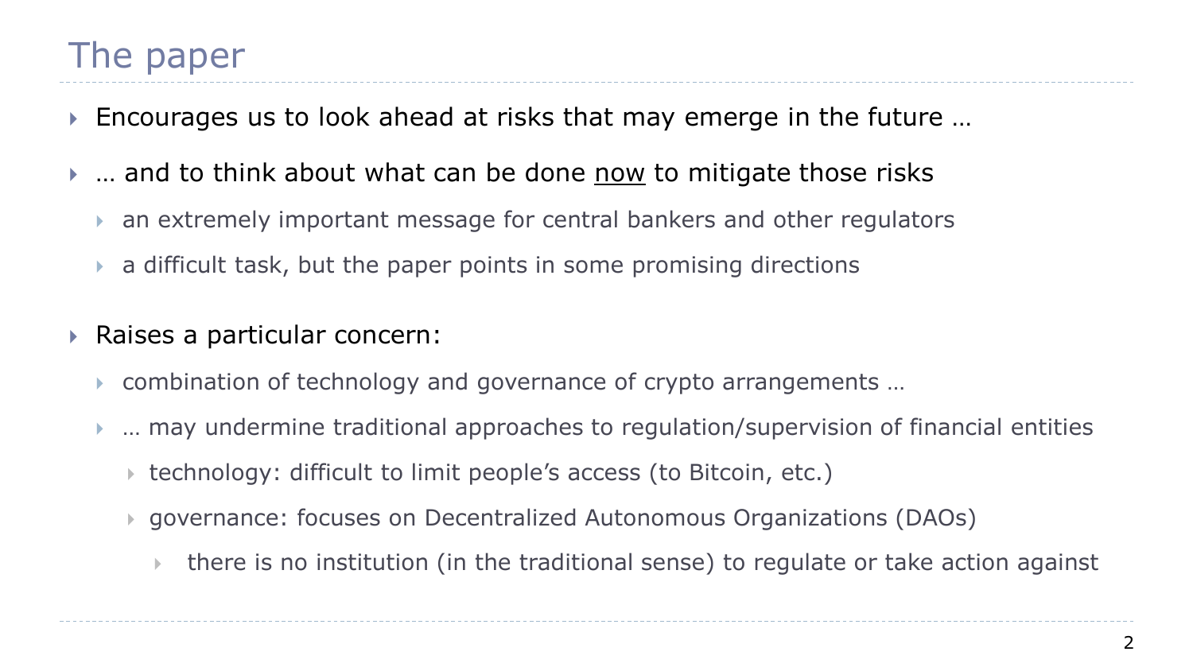# The paper

- Encourages us to look ahead at risks that may emerge in the future …
- … and to think about what can be done <u>now</u> to mitigate those risks
  - an extremely important message for central bankers and other regulators
  - a difficult task, but the paper points in some promising directions
- Raises a particular concern:
  - combination of technology and governance of crypto arrangements …
  - … may undermine traditional approaches to regulation/supervision of financial entities
    - technology: difficult to limit people's access (to Bitcoin, etc.)
    - governance: focuses on Decentralized Autonomous Organizations (DAOs)
      - there is no institution (in the traditional sense) to regulate or take action against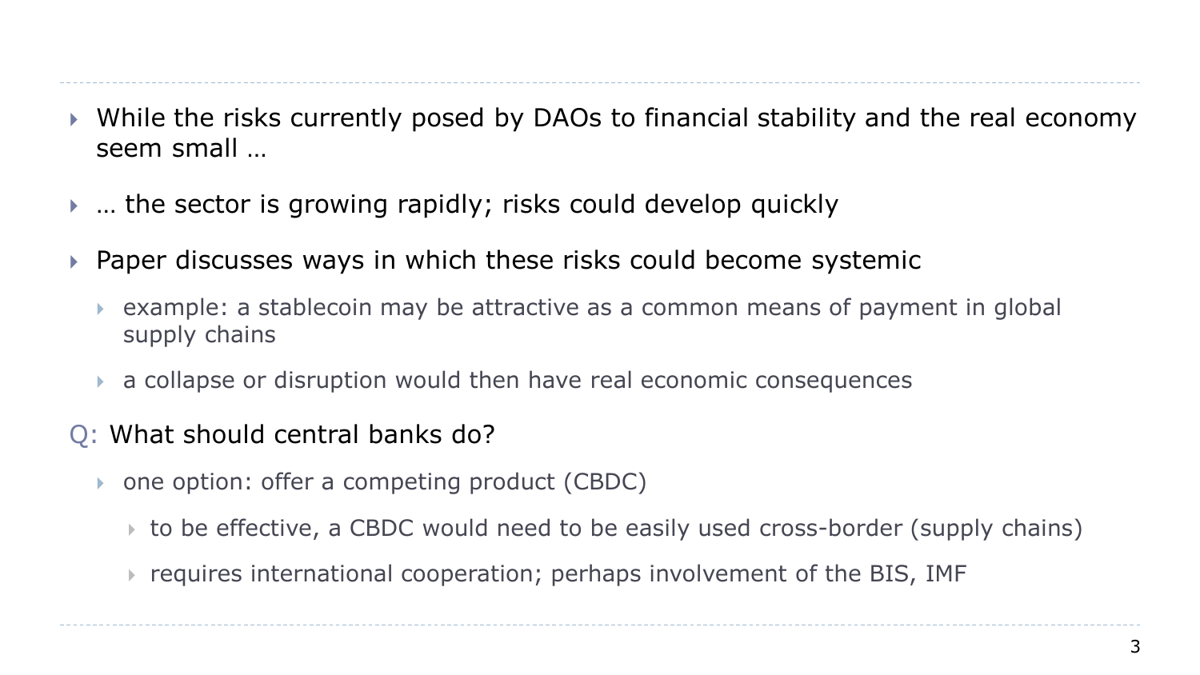- While the risks currently posed by DAOs to financial stability and the real economy seem small …
- … the sector is growing rapidly; risks could develop quickly
- Paper discusses ways in which these risks could become systemic
  - example: a stablecoin may be attractive as a common means of payment in global supply chains
  - a collapse or disruption would then have real economic consequences

Q: What should central banks do?

- one option: offer a competing product (CBDC)
  - to be effective, a CBDC would need to be easily used cross-border (supply chains)
  - requires international cooperation; perhaps involvement of the BIS, IMF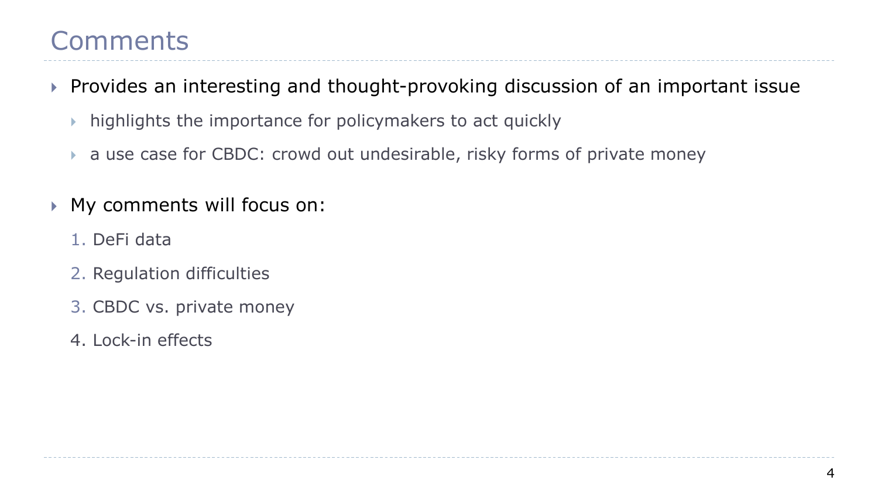# Comments

- Provides an interesting and thought-provoking discussion of an important issue
  - highlights the importance for policymakers to act quickly
  - a use case for CBDC: crowd out undesirable, risky forms of private money
- My comments will focus on:
  1. DeFi data
  2. Regulation difficulties
  3. CBDC vs. private money
  4. Lock-in effects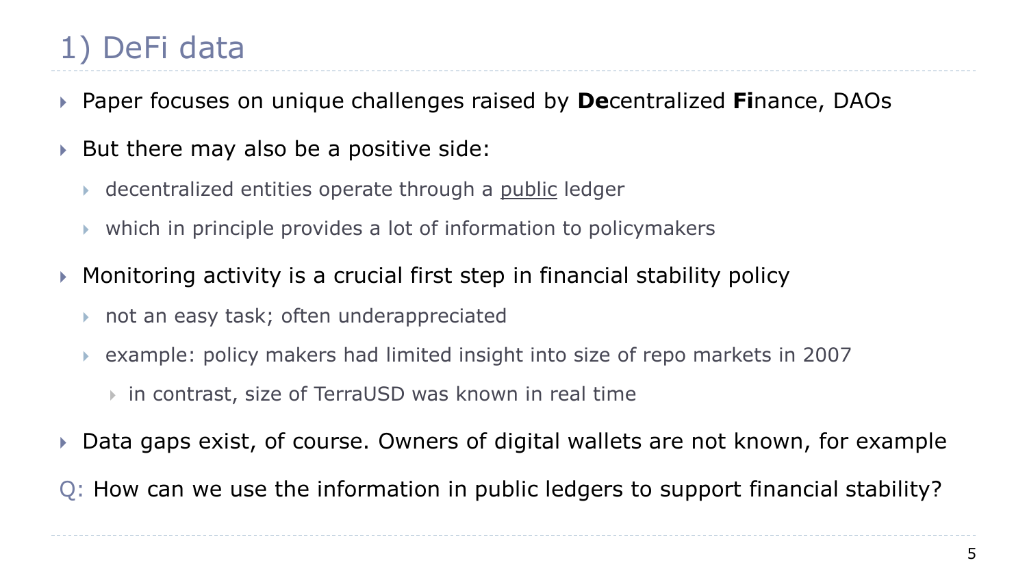# 1) DeFi data

- Paper focuses on unique challenges raised by **De**centralized **Fi**nance, DAOs
- But there may also be a positive side:
  - decentralized entities operate through a <u>public</u> ledger
  - which in principle provides a lot of information to policymakers
- Monitoring activity is a crucial first step in financial stability policy
  - not an easy task; often underappreciated
  - example: policy makers had limited insight into size of repo markets in 2007
    - in contrast, size of TerraUSD was known in real time
- Data gaps exist, of course. Owners of digital wallets are not known, for example

Q: How can we use the information in public ledgers to support financial stability?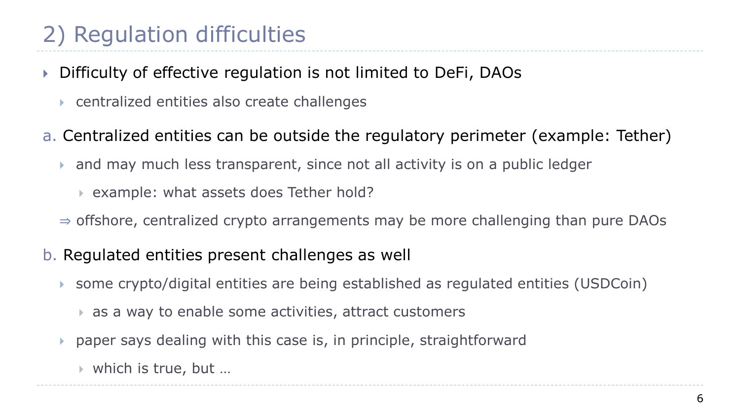## 2) Regulation difficulties

- Difficulty of effective regulation is not limited to DeFi, DAOs
  - centralized entities also create challenges

a. Centralized entities can be outside the regulatory perimeter (example: Tether)

  - and may much less transparent, since not all activity is on a public ledger
    - example: what assets does Tether hold?

  ⇒ offshore, centralized crypto arrangements may be more challenging than pure DAOs

b. Regulated entities present challenges as well

  - some crypto/digital entities are being established as regulated entities (USDCoin)
    - as a way to enable some activities, attract customers
  - paper says dealing with this case is, in principle, straightforward
    - which is true, but …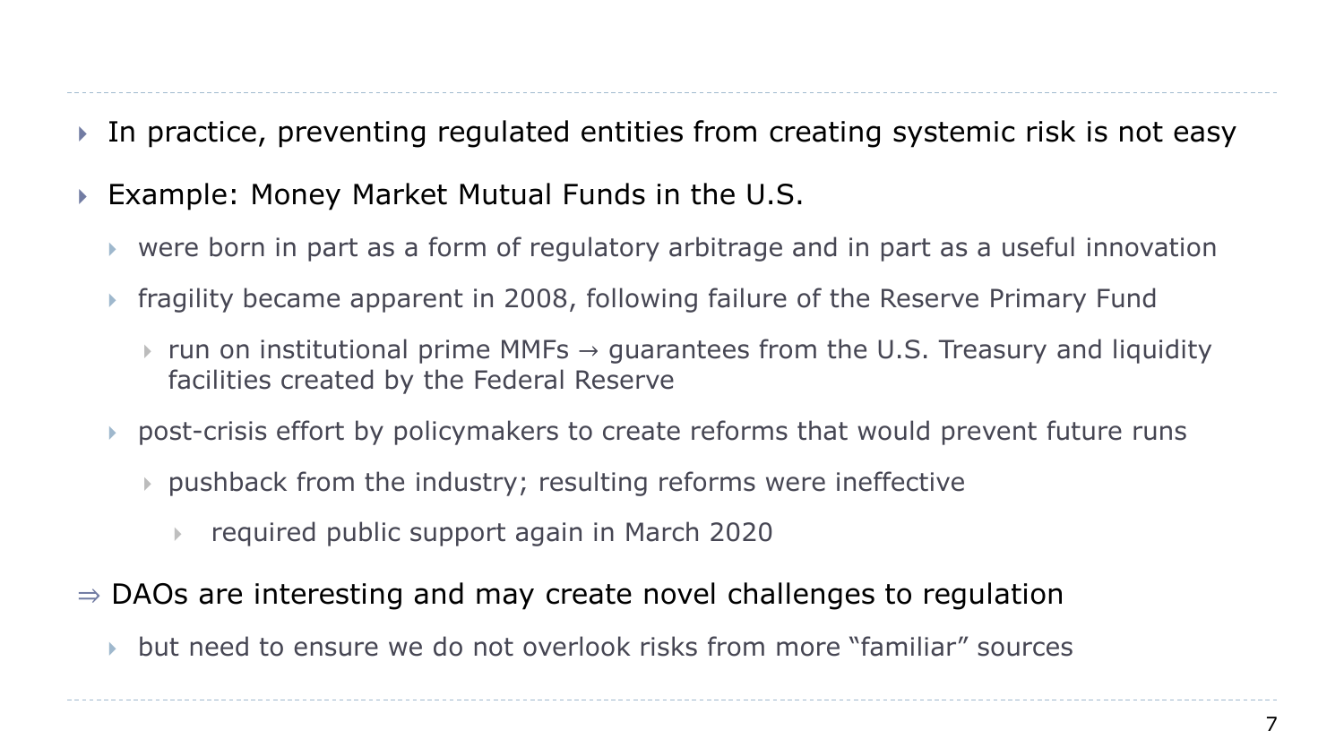- In practice, preventing regulated entities from creating systemic risk is not easy
- Example: Money Market Mutual Funds in the U.S.
  - were born in part as a form of regulatory arbitrage and in part as a useful innovation
  - fragility became apparent in 2008, following failure of the Reserve Primary Fund
    - run on institutional prime MMFs → guarantees from the U.S. Treasury and liquidity facilities created by the Federal Reserve
  - post-crisis effort by policymakers to create reforms that would prevent future runs
    - pushback from the industry; resulting reforms were ineffective
      - required public support again in March 2020

⇒ DAOs are interesting and may create novel challenges to regulation

- but need to ensure we do not overlook risks from more "familiar" sources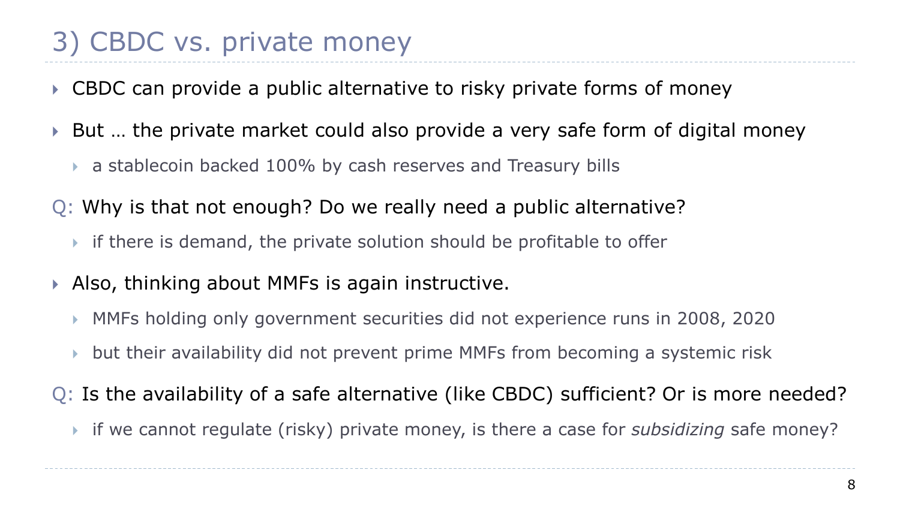# 3) CBDC vs. private money

- CBDC can provide a public alternative to risky private forms of money
- But … the private market could also provide a very safe form of digital money
  - a stablecoin backed 100% by cash reserves and Treasury bills

Q: Why is that not enough? Do we really need a public alternative?

- if there is demand, the private solution should be profitable to offer

- Also, thinking about MMFs is again instructive.
  - MMFs holding only government securities did not experience runs in 2008, 2020
  - but their availability did not prevent prime MMFs from becoming a systemic risk

Q: Is the availability of a safe alternative (like CBDC) sufficient? Or is more needed?

- if we cannot regulate (risky) private money, is there a case for *subsidizing* safe money?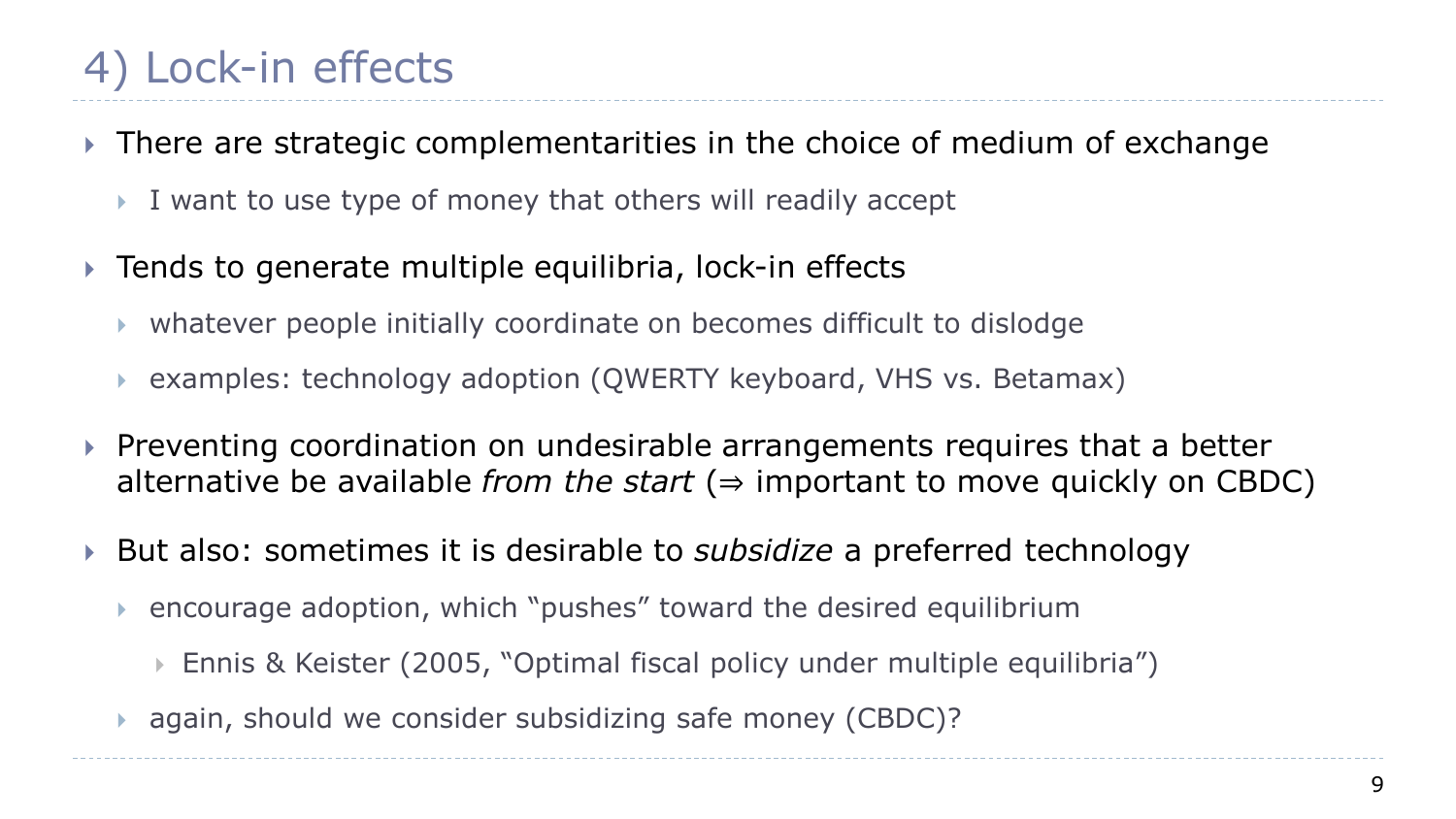# 4) Lock-in effects

- There are strategic complementarities in the choice of medium of exchange
  - I want to use type of money that others will readily accept
- Tends to generate multiple equilibria, lock-in effects
  - whatever people initially coordinate on becomes difficult to dislodge
  - examples: technology adoption (QWERTY keyboard, VHS vs. Betamax)
- Preventing coordination on undesirable arrangements requires that a better alternative be available *from the start* (⇒ important to move quickly on CBDC)
- But also: sometimes it is desirable to *subsidize* a preferred technology
  - encourage adoption, which "pushes" toward the desired equilibrium
    - Ennis & Keister (2005, "Optimal fiscal policy under multiple equilibria")
  - again, should we consider subsidizing safe money (CBDC)?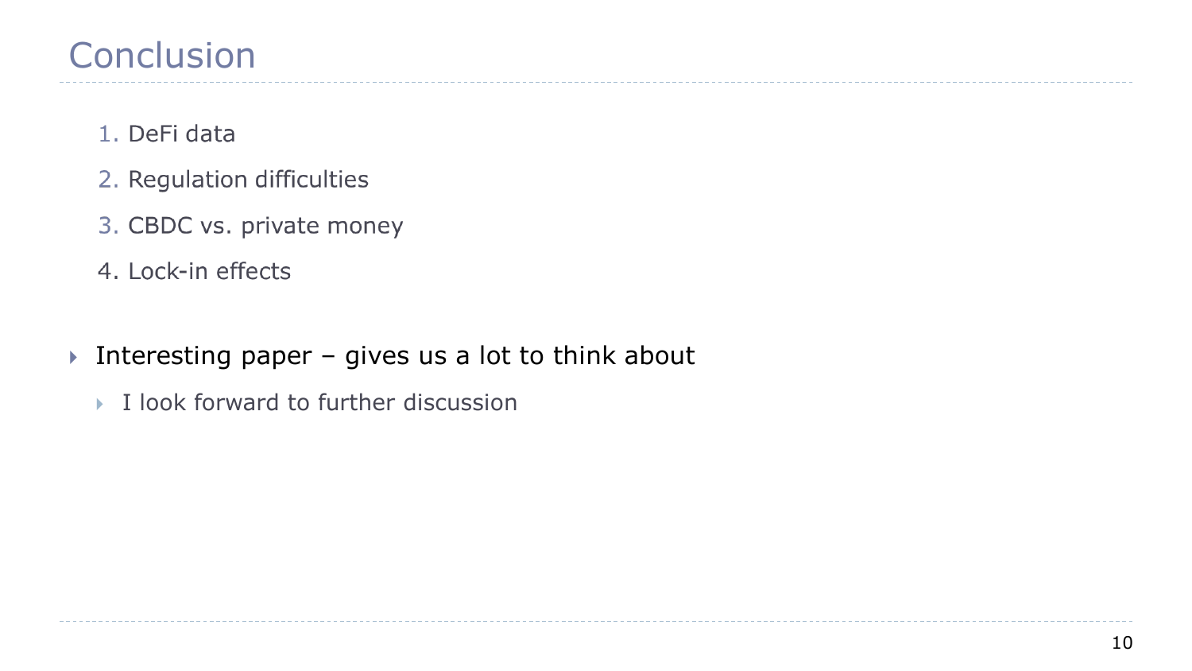# Conclusion

1. DeFi data
2. Regulation difficulties
3. CBDC vs. private money
4. Lock-in effects

- Interesting paper – gives us a lot to think about
  - I look forward to further discussion